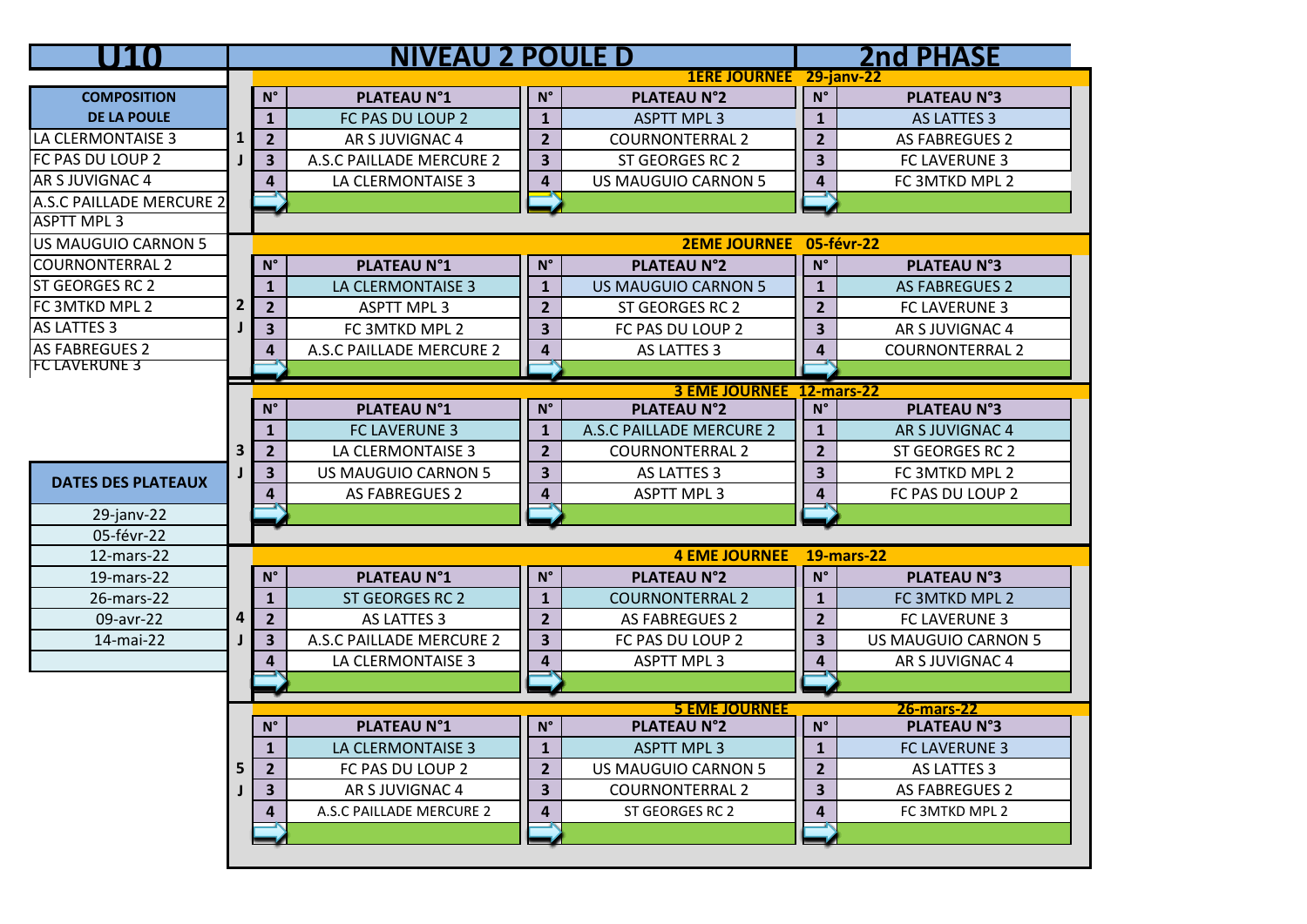# U10 — NIVEAU 2 POULE D — 2nd PHASE

| COMPOSITION DE LA POULE |
|---|
| LA CLERMONTAISE 3 |
| FC PAS DU LOUP 2 |
| AR S JUVIGNAC 4 |
| A.S.C PAILLADE MERCURE 2 |
| ASPTT MPL 3 |
| US MAUGUIO CARNON 5 |
| COURNONTERRAL 2 |
| ST GEORGES RC 2 |
| FC 3MTKD MPL 2 |
| AS LATTES 3 |
| AS FABREGUES 2 |
| FC LAVERUNE 3 |

| DATES DES PLATEAUX |
|---|
| 29-janv-22 |
| 05-févr-22 |
| 12-mars-22 |
| 19-mars-22 |
| 26-mars-22 |
| 09-avr-22 |
| 14-mai-22 |

## 1 J — 1ERE JOURNEE 29-janv-22

| N° | PLATEAU N°1 | N° | PLATEAU N°2 | N° | PLATEAU N°3 |
|---|---|---|---|---|---|
| 1 | FC PAS DU LOUP 2 | 1 | ASPTT MPL 3 | 1 | AS LATTES 3 |
| 2 | AR S JUVIGNAC 4 | 2 | COURNONTERRAL 2 | 2 | AS FABREGUES 2 |
| 3 | A.S.C PAILLADE MERCURE 2 | 3 | ST GEORGES RC 2 | 3 | FC LAVERUNE 3 |
| 4 | LA CLERMONTAISE 3 | 4 | US MAUGUIO CARNON 5 | 4 | FC 3MTKD MPL 2 |

## 2 J — 2EME JOURNEE 05-févr-22

| N° | PLATEAU N°1 | N° | PLATEAU N°2 | N° | PLATEAU N°3 |
|---|---|---|---|---|---|
| 1 | LA CLERMONTAISE 3 | 1 | US MAUGUIO CARNON 5 | 1 | AS FABREGUES 2 |
| 2 | ASPTT MPL 3 | 2 | ST GEORGES RC 2 | 2 | FC LAVERUNE 3 |
| 3 | FC 3MTKD MPL 2 | 3 | FC PAS DU LOUP 2 | 3 | AR S JUVIGNAC 4 |
| 4 | A.S.C PAILLADE MERCURE 2 | 4 | AS LATTES 3 | 4 | COURNONTERRAL 2 |

## 3 J — 3 EME JOURNEE 12-mars-22

| N° | PLATEAU N°1 | N° | PLATEAU N°2 | N° | PLATEAU N°3 |
|---|---|---|---|---|---|
| 1 | FC LAVERUNE 3 | 1 | A.S.C PAILLADE MERCURE 2 | 1 | AR S JUVIGNAC 4 |
| 2 | LA CLERMONTAISE 3 | 2 | COURNONTERRAL 2 | 2 | ST GEORGES RC 2 |
| 3 | US MAUGUIO CARNON 5 | 3 | AS LATTES 3 | 3 | FC 3MTKD MPL 2 |
| 4 | AS FABREGUES 2 | 4 | ASPTT MPL 3 | 4 | FC PAS DU LOUP 2 |

## 4 J — 4 EME JOURNEE 19-mars-22

| N° | PLATEAU N°1 | N° | PLATEAU N°2 | N° | PLATEAU N°3 |
|---|---|---|---|---|---|
| 1 | ST GEORGES RC 2 | 1 | COURNONTERRAL 2 | 1 | FC 3MTKD MPL 2 |
| 2 | AS LATTES 3 | 2 | AS FABREGUES 2 | 2 | FC LAVERUNE 3 |
| 3 | A.S.C PAILLADE MERCURE 2 | 3 | FC PAS DU LOUP 2 | 3 | US MAUGUIO CARNON 5 |
| 4 | LA CLERMONTAISE 3 | 4 | ASPTT MPL 3 | 4 | AR S JUVIGNAC 4 |

## 5 J — 5 EME JOURNEE 26-mars-22

| N° | PLATEAU N°1 | N° | PLATEAU N°2 | N° | PLATEAU N°3 |
|---|---|---|---|---|---|
| 1 | LA CLERMONTAISE 3 | 1 | ASPTT MPL 3 | 1 | FC LAVERUNE 3 |
| 2 | FC PAS DU LOUP 2 | 2 | US MAUGUIO CARNON 5 | 2 | AS LATTES 3 |
| 3 | AR S JUVIGNAC 4 | 3 | COURNONTERRAL 2 | 3 | AS FABREGUES 2 |
| 4 | A.S.C PAILLADE MERCURE 2 | 4 | ST GEORGES RC 2 | 4 | FC 3MTKD MPL 2 |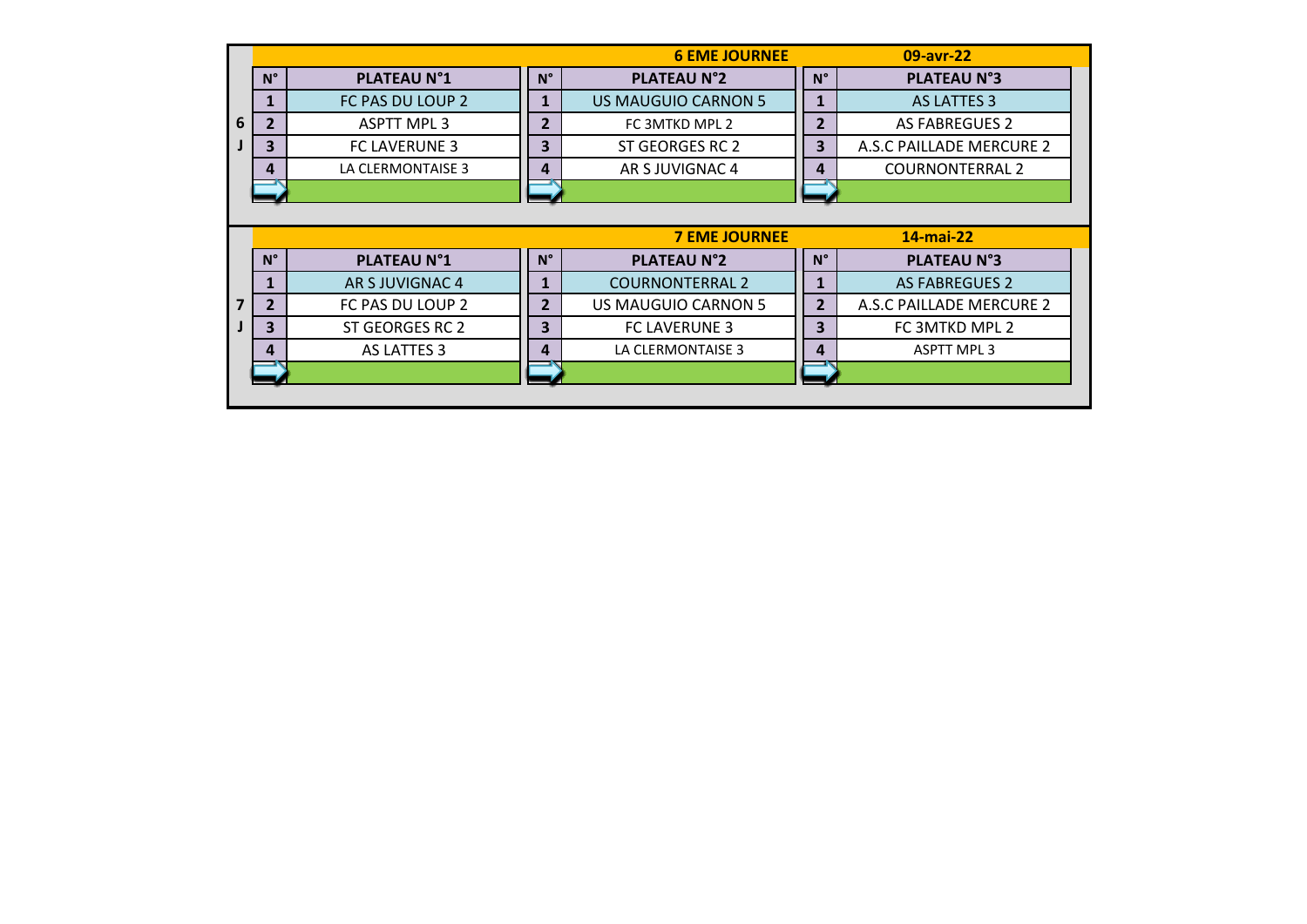| | N° | PLATEAU N°1 | N° | PLATEAU N°2 | N° | PLATEAU N°3 |
|---|---|---|---|---|---|---|
| | | | | **6 EME JOURNEE** | | **09-avr-22** |
| 6 J | 1 | FC PAS DU LOUP 2 | 1 | US MAUGUIO CARNON 5 | 1 | AS LATTES 3 |
| | 2 | ASPTT MPL 3 | 2 | FC 3MTKD MPL 2 | 2 | AS FABREGUES 2 |
| | 3 | FC LAVERUNE 3 | 3 | ST GEORGES RC 2 | 3 | A.S.C PAILLADE MERCURE 2 |
| | 4 | LA CLERMONTAISE 3 | 4 | AR S JUVIGNAC 4 | 4 | COURNONTERRAL 2 |

| | N° | PLATEAU N°1 | N° | PLATEAU N°2 | N° | PLATEAU N°3 |
|---|---|---|---|---|---|---|
| | | | | **7 EME JOURNEE** | | **14-mai-22** |
| 7 J | 1 | AR S JUVIGNAC 4 | 1 | COURNONTERRAL 2 | 1 | AS FABREGUES 2 |
| | 2 | FC PAS DU LOUP 2 | 2 | US MAUGUIO CARNON 5 | 2 | A.S.C PAILLADE MERCURE 2 |
| | 3 | ST GEORGES RC 2 | 3 | FC LAVERUNE 3 | 3 | FC 3MTKD MPL 2 |
| | 4 | AS LATTES 3 | 4 | LA CLERMONTAISE 3 | 4 | ASPTT MPL 3 |